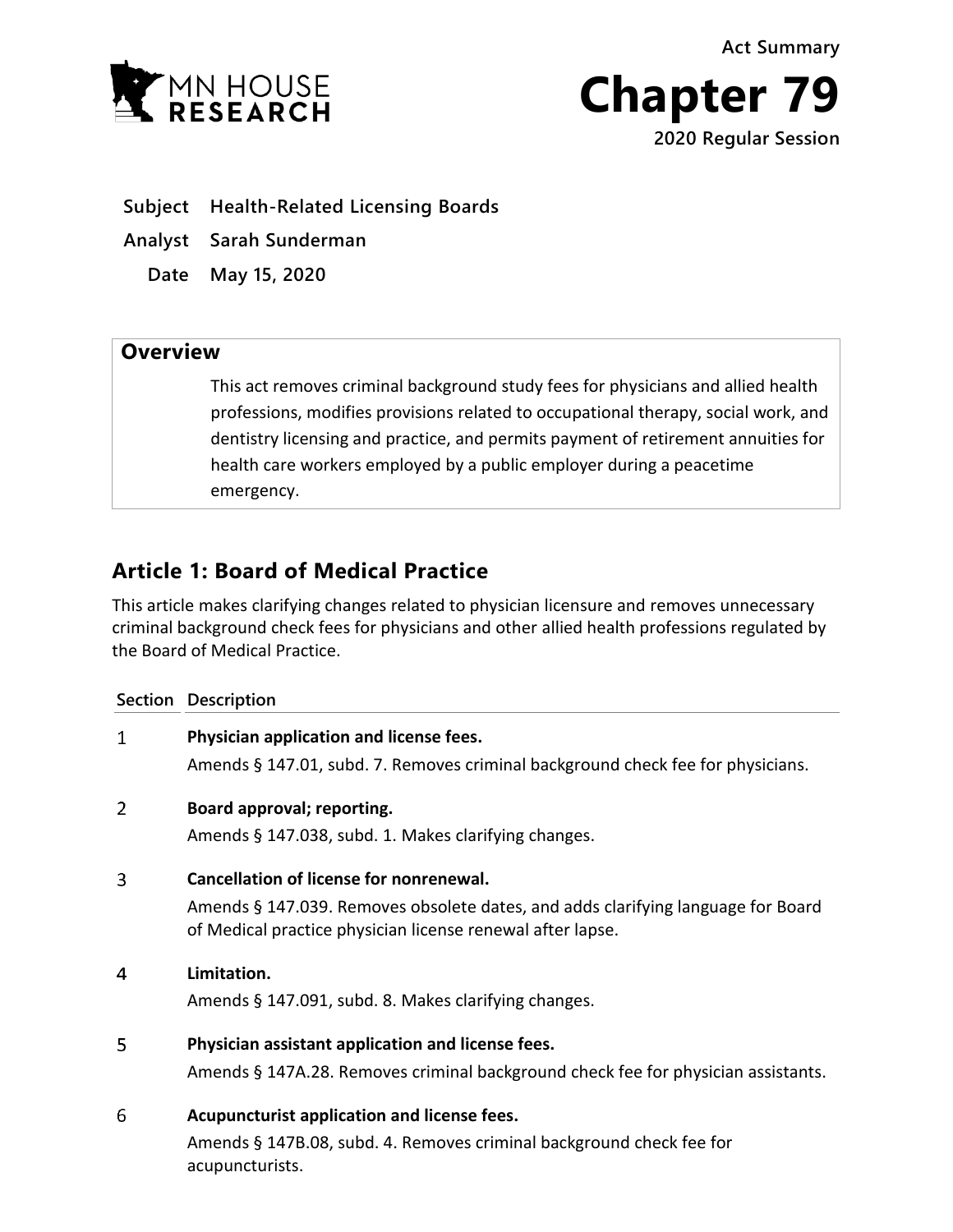Act Summary

# Chapter 79

2020 Regular Session

**Subject** Health-Related Licensing Boards

**Analyst** Sarah Sunderman

**Date** May 15, 2020

## Overview

This act removes criminal background study fees for physicians and allied health professions, modifies provisions related to occupational therapy, social work, and dentistry licensing and practice, and permits payment of retirement annuities for health care workers employed by a public employer during a peacetime emergency.

## Article 1: Board of Medical Practice

This article makes clarifying changes related to physician licensure and removes unnecessary criminal background check fees for physicians and other allied health professions regulated by the Board of Medical Practice.

| Section | Description |
|---|---|
| 1 | **Physician application and license fees.** Amends § 147.01, subd. 7. Removes criminal background check fee for physicians. |
| 2 | **Board approval; reporting.** Amends § 147.038, subd. 1. Makes clarifying changes. |
| 3 | **Cancellation of license for nonrenewal.** Amends § 147.039. Removes obsolete dates, and adds clarifying language for Board of Medical practice physician license renewal after lapse. |
| 4 | **Limitation.** Amends § 147.091, subd. 8. Makes clarifying changes. |
| 5 | **Physician assistant application and license fees.** Amends § 147A.28. Removes criminal background check fee for physician assistants. |
| 6 | **Acupuncturist application and license fees.** Amends § 147B.08, subd. 4. Removes criminal background check fee for acupuncturists. |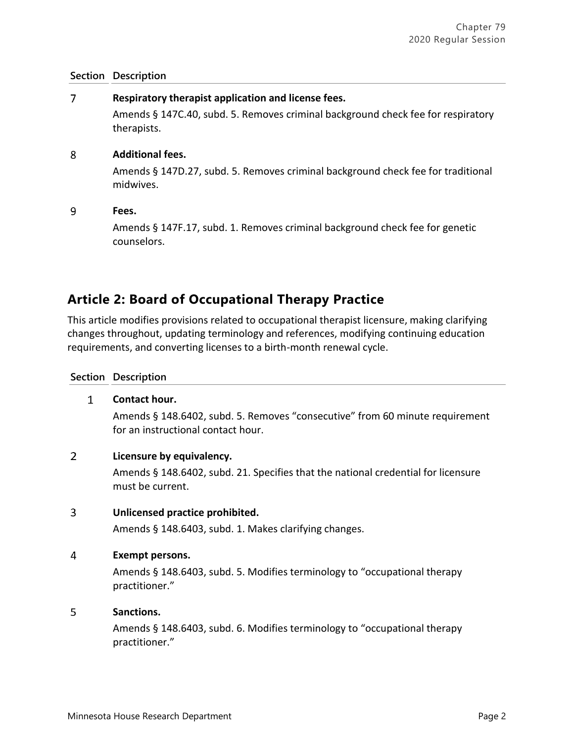| Section | Description |
|---|---|
| 7 | **Respiratory therapist application and license fees.**<br>Amends § 147C.40, subd. 5. Removes criminal background check fee for respiratory therapists. |
| 8 | **Additional fees.**<br>Amends § 147D.27, subd. 5. Removes criminal background check fee for traditional midwives. |
| 9 | **Fees.**<br>Amends § 147F.17, subd. 1. Removes criminal background check fee for genetic counselors. |

## Article 2: Board of Occupational Therapy Practice

This article modifies provisions related to occupational therapist licensure, making clarifying changes throughout, updating terminology and references, modifying continuing education requirements, and converting licenses to a birth-month renewal cycle.

| Section | Description |
|---|---|
| 1 | **Contact hour.**<br>Amends § 148.6402, subd. 5. Removes "consecutive" from 60 minute requirement for an instructional contact hour. |
| 2 | **Licensure by equivalency.**<br>Amends § 148.6402, subd. 21. Specifies that the national credential for licensure must be current. |
| 3 | **Unlicensed practice prohibited.**<br>Amends § 148.6403, subd. 1. Makes clarifying changes. |
| 4 | **Exempt persons.**<br>Amends § 148.6403, subd. 5. Modifies terminology to "occupational therapy practitioner." |
| 5 | **Sanctions.**<br>Amends § 148.6403, subd. 6. Modifies terminology to "occupational therapy practitioner." |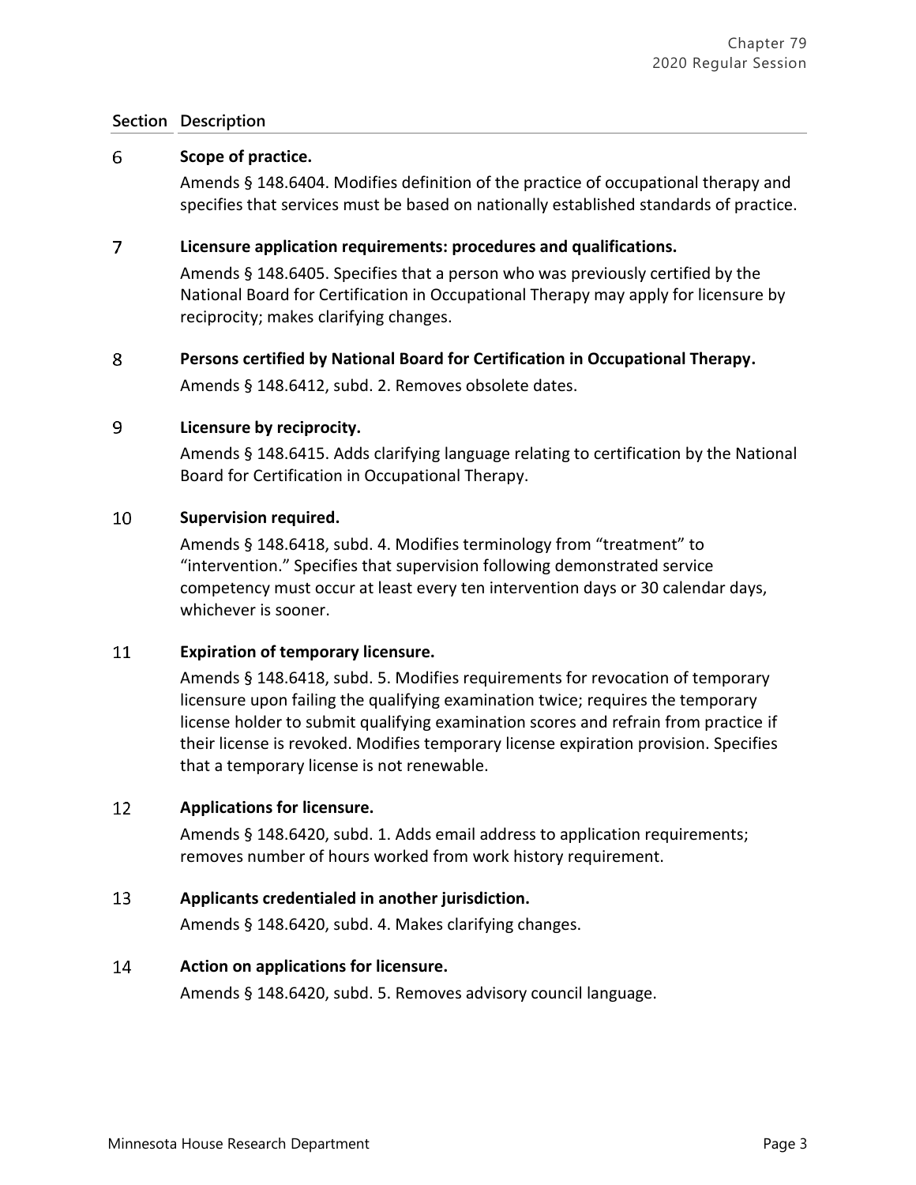| Section | Description |
| --- | --- |
| 6 | **Scope of practice.**<br>Amends § 148.6404. Modifies definition of the practice of occupational therapy and specifies that services must be based on nationally established standards of practice. |
| 7 | **Licensure application requirements: procedures and qualifications.**<br>Amends § 148.6405. Specifies that a person who was previously certified by the National Board for Certification in Occupational Therapy may apply for licensure by reciprocity; makes clarifying changes. |
| 8 | **Persons certified by National Board for Certification in Occupational Therapy.**<br>Amends § 148.6412, subd. 2. Removes obsolete dates. |
| 9 | **Licensure by reciprocity.**<br>Amends § 148.6415. Adds clarifying language relating to certification by the National Board for Certification in Occupational Therapy. |
| 10 | **Supervision required.**<br>Amends § 148.6418, subd. 4. Modifies terminology from "treatment" to "intervention." Specifies that supervision following demonstrated service competency must occur at least every ten intervention days or 30 calendar days, whichever is sooner. |
| 11 | **Expiration of temporary licensure.**<br>Amends § 148.6418, subd. 5. Modifies requirements for revocation of temporary licensure upon failing the qualifying examination twice; requires the temporary license holder to submit qualifying examination scores and refrain from practice if their license is revoked. Modifies temporary license expiration provision. Specifies that a temporary license is not renewable. |
| 12 | **Applications for licensure.**<br>Amends § 148.6420, subd. 1. Adds email address to application requirements; removes number of hours worked from work history requirement. |
| 13 | **Applicants credentialed in another jurisdiction.**<br>Amends § 148.6420, subd. 4. Makes clarifying changes. |
| 14 | **Action on applications for licensure.**<br>Amends § 148.6420, subd. 5. Removes advisory council language. |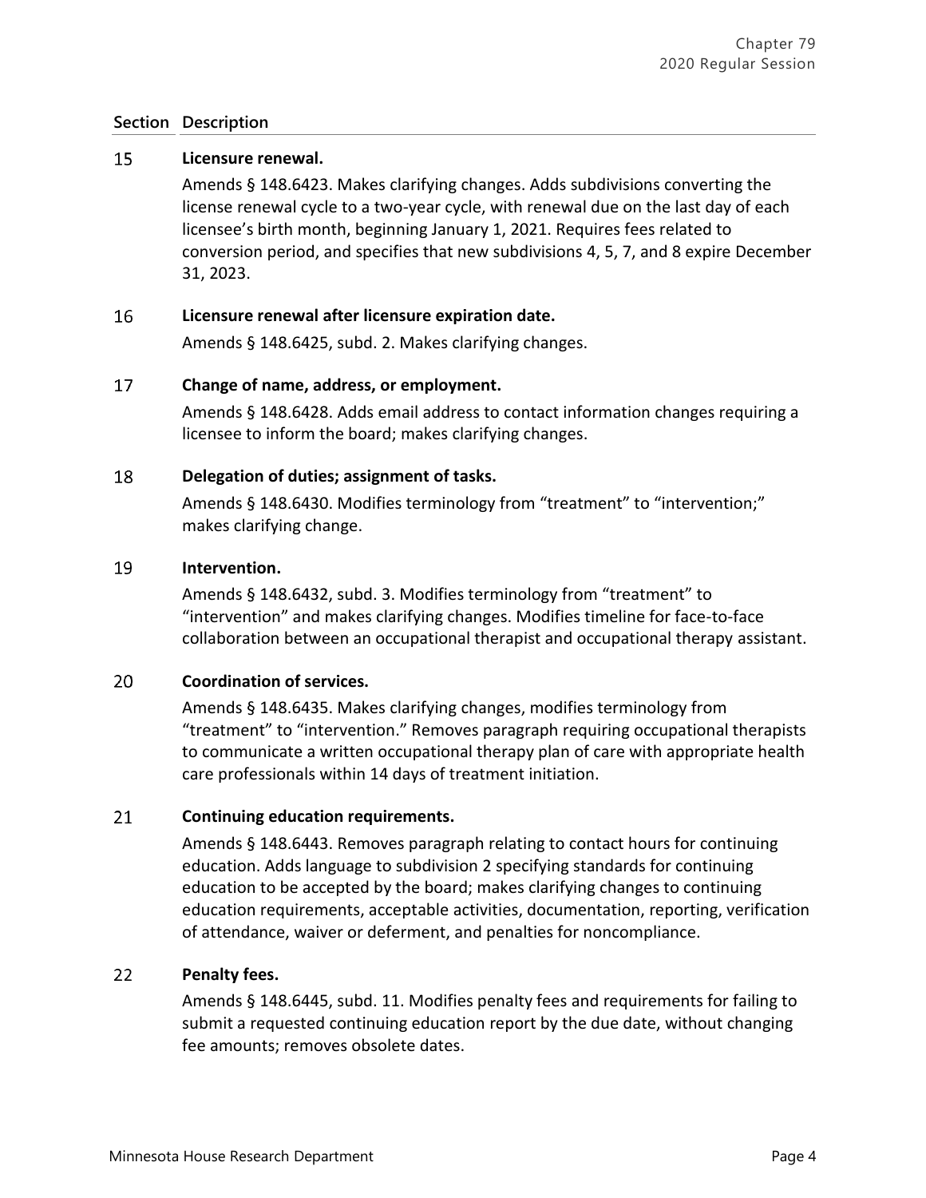| Section | Description |
|---|---|
| 15 | **Licensure renewal.**<br>Amends § 148.6423. Makes clarifying changes. Adds subdivisions converting the license renewal cycle to a two-year cycle, with renewal due on the last day of each licensee's birth month, beginning January 1, 2021. Requires fees related to conversion period, and specifies that new subdivisions 4, 5, 7, and 8 expire December 31, 2023. |
| 16 | **Licensure renewal after licensure expiration date.**<br>Amends § 148.6425, subd. 2. Makes clarifying changes. |
| 17 | **Change of name, address, or employment.**<br>Amends § 148.6428. Adds email address to contact information changes requiring a licensee to inform the board; makes clarifying changes. |
| 18 | **Delegation of duties; assignment of tasks.**<br>Amends § 148.6430. Modifies terminology from "treatment" to "intervention;" makes clarifying change. |
| 19 | **Intervention.**<br>Amends § 148.6432, subd. 3. Modifies terminology from "treatment" to "intervention" and makes clarifying changes. Modifies timeline for face-to-face collaboration between an occupational therapist and occupational therapy assistant. |
| 20 | **Coordination of services.**<br>Amends § 148.6435. Makes clarifying changes, modifies terminology from "treatment" to "intervention." Removes paragraph requiring occupational therapists to communicate a written occupational therapy plan of care with appropriate health care professionals within 14 days of treatment initiation. |
| 21 | **Continuing education requirements.**<br>Amends § 148.6443. Removes paragraph relating to contact hours for continuing education. Adds language to subdivision 2 specifying standards for continuing education to be accepted by the board; makes clarifying changes to continuing education requirements, acceptable activities, documentation, reporting, verification of attendance, waiver or deferment, and penalties for noncompliance. |
| 22 | **Penalty fees.**<br>Amends § 148.6445, subd. 11. Modifies penalty fees and requirements for failing to submit a requested continuing education report by the due date, without changing fee amounts; removes obsolete dates. |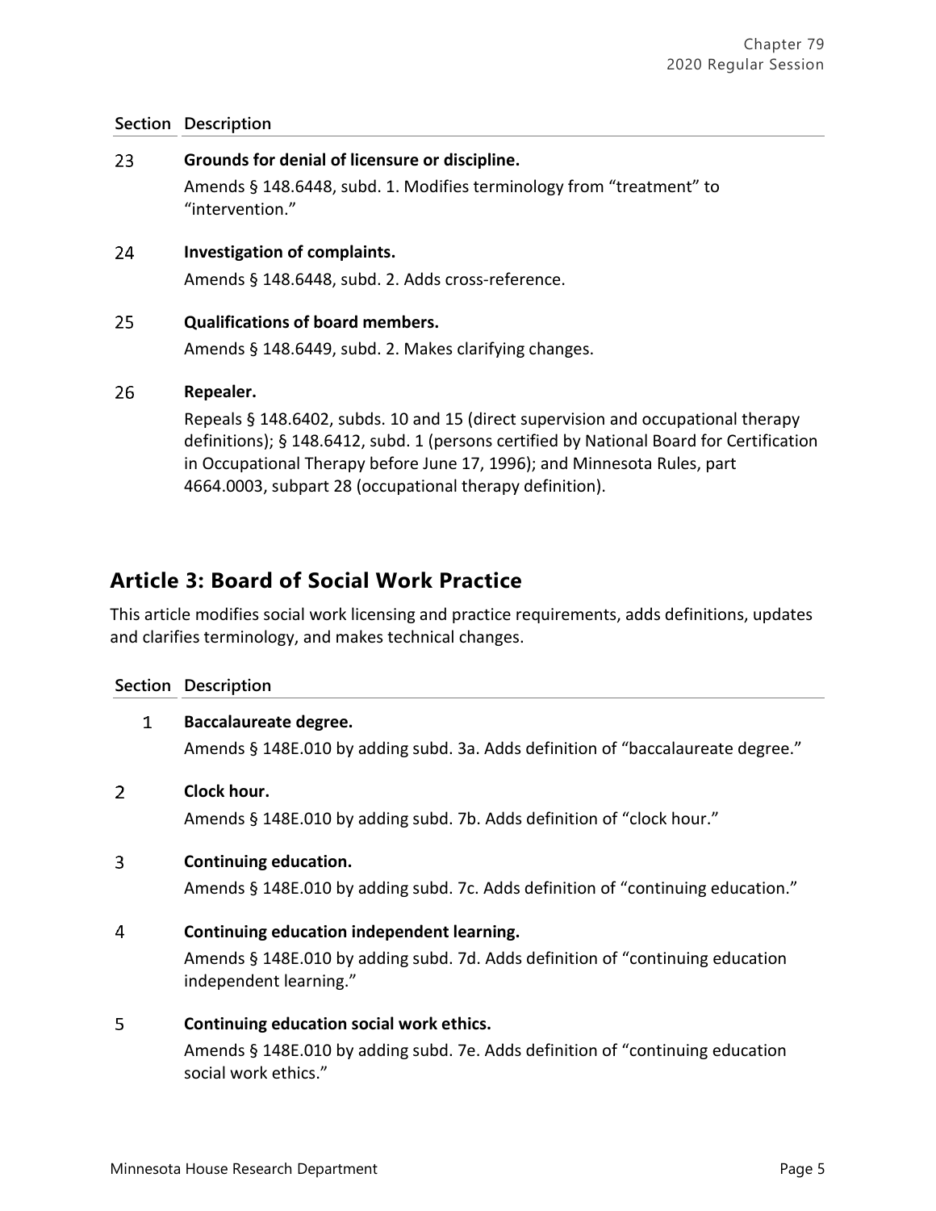| Section | Description |
|---|---|
| 23 | **Grounds for denial of licensure or discipline.** Amends § 148.6448, subd. 1. Modifies terminology from "treatment" to "intervention." |
| 24 | **Investigation of complaints.** Amends § 148.6448, subd. 2. Adds cross-reference. |
| 25 | **Qualifications of board members.** Amends § 148.6449, subd. 2. Makes clarifying changes. |
| 26 | **Repealer.** Repeals § 148.6402, subds. 10 and 15 (direct supervision and occupational therapy definitions); § 148.6412, subd. 1 (persons certified by National Board for Certification in Occupational Therapy before June 17, 1996); and Minnesota Rules, part 4664.0003, subpart 28 (occupational therapy definition). |

## Article 3: Board of Social Work Practice

This article modifies social work licensing and practice requirements, adds definitions, updates and clarifies terminology, and makes technical changes.

| Section | Description |
|---|---|
| 1 | **Baccalaureate degree.** Amends § 148E.010 by adding subd. 3a. Adds definition of "baccalaureate degree." |
| 2 | **Clock hour.** Amends § 148E.010 by adding subd. 7b. Adds definition of "clock hour." |
| 3 | **Continuing education.** Amends § 148E.010 by adding subd. 7c. Adds definition of "continuing education." |
| 4 | **Continuing education independent learning.** Amends § 148E.010 by adding subd. 7d. Adds definition of "continuing education independent learning." |
| 5 | **Continuing education social work ethics.** Amends § 148E.010 by adding subd. 7e. Adds definition of "continuing education social work ethics." |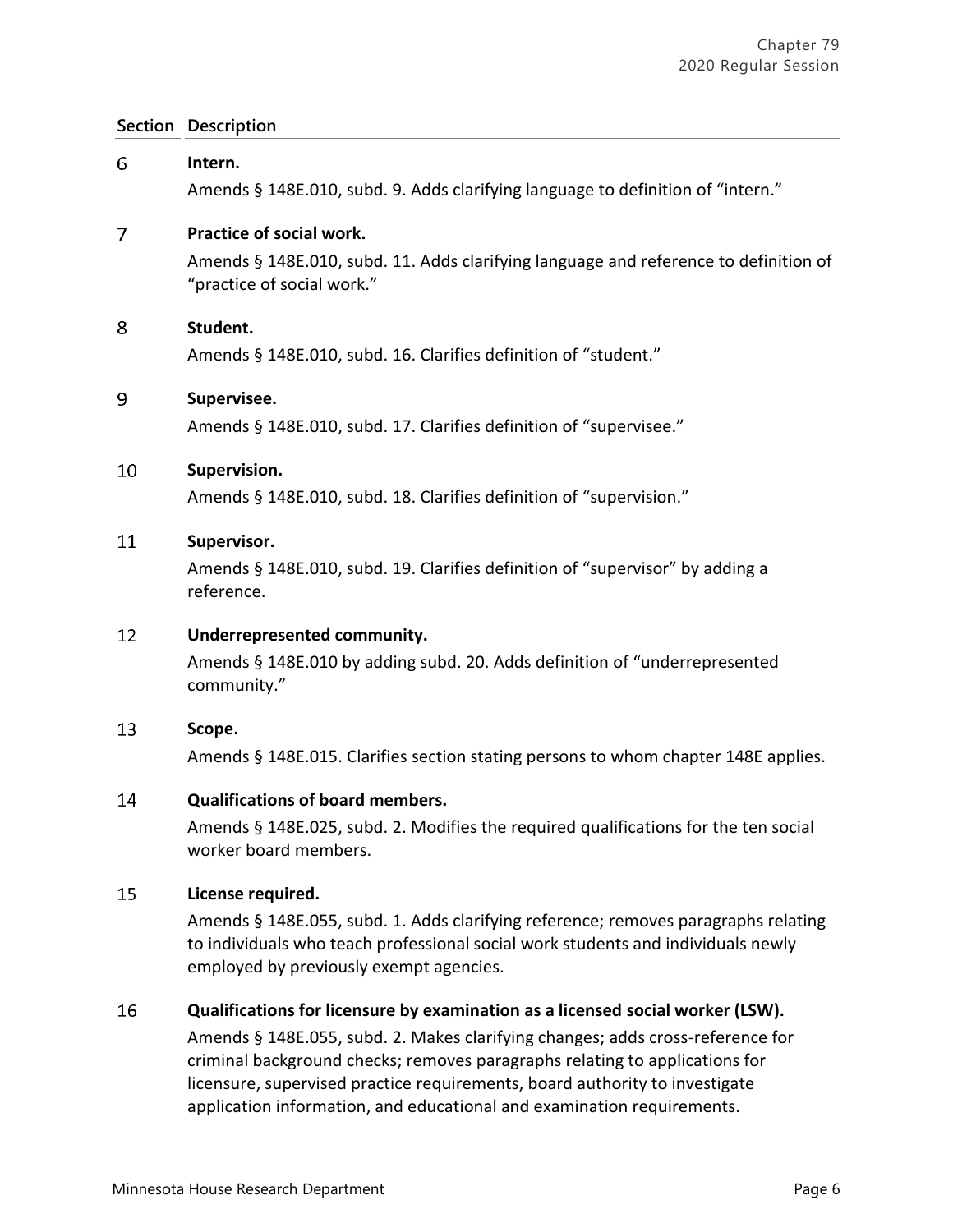| Section | Description |
| --- | --- |
| 6 | **Intern.**<br>Amends § 148E.010, subd. 9. Adds clarifying language to definition of "intern." |
| 7 | **Practice of social work.**<br>Amends § 148E.010, subd. 11. Adds clarifying language and reference to definition of "practice of social work." |
| 8 | **Student.**<br>Amends § 148E.010, subd. 16. Clarifies definition of "student." |
| 9 | **Supervisee.**<br>Amends § 148E.010, subd. 17. Clarifies definition of "supervisee." |
| 10 | **Supervision.**<br>Amends § 148E.010, subd. 18. Clarifies definition of "supervision." |
| 11 | **Supervisor.**<br>Amends § 148E.010, subd. 19. Clarifies definition of "supervisor" by adding a reference. |
| 12 | **Underrepresented community.**<br>Amends § 148E.010 by adding subd. 20. Adds definition of "underrepresented community." |
| 13 | **Scope.**<br>Amends § 148E.015. Clarifies section stating persons to whom chapter 148E applies. |
| 14 | **Qualifications of board members.**<br>Amends § 148E.025, subd. 2. Modifies the required qualifications for the ten social worker board members. |
| 15 | **License required.**<br>Amends § 148E.055, subd. 1. Adds clarifying reference; removes paragraphs relating to individuals who teach professional social work students and individuals newly employed by previously exempt agencies. |
| 16 | **Qualifications for licensure by examination as a licensed social worker (LSW).**<br>Amends § 148E.055, subd. 2. Makes clarifying changes; adds cross-reference for criminal background checks; removes paragraphs relating to applications for licensure, supervised practice requirements, board authority to investigate application information, and educational and examination requirements. |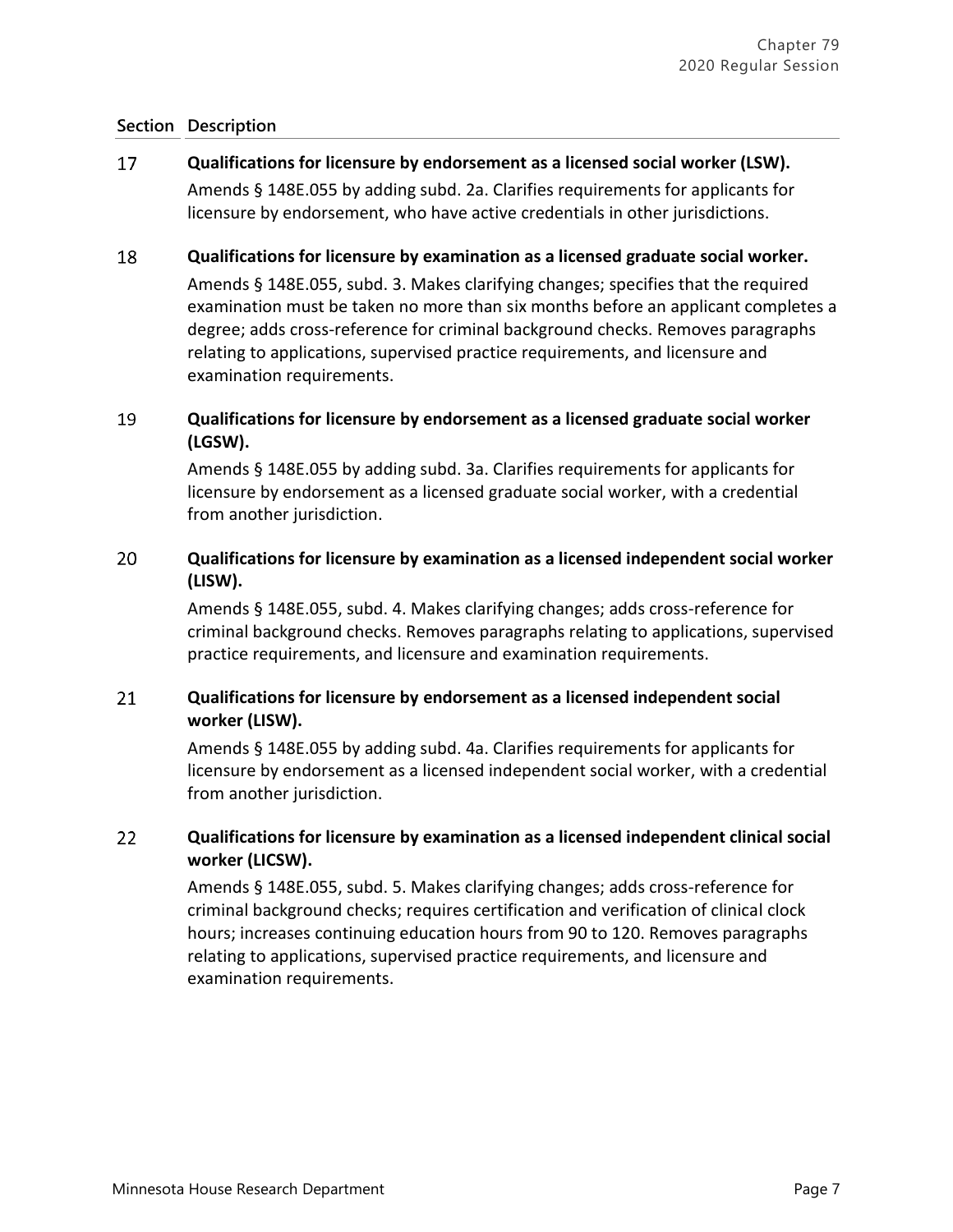| Section | Description |
|---|---|
| 17 | **Qualifications for licensure by endorsement as a licensed social worker (LSW).** Amends § 148E.055 by adding subd. 2a. Clarifies requirements for applicants for licensure by endorsement, who have active credentials in other jurisdictions. |
| 18 | **Qualifications for licensure by examination as a licensed graduate social worker.** Amends § 148E.055, subd. 3. Makes clarifying changes; specifies that the required examination must be taken no more than six months before an applicant completes a degree; adds cross-reference for criminal background checks. Removes paragraphs relating to applications, supervised practice requirements, and licensure and examination requirements. |
| 19 | **Qualifications for licensure by endorsement as a licensed graduate social worker (LGSW).** Amends § 148E.055 by adding subd. 3a. Clarifies requirements for applicants for licensure by endorsement as a licensed graduate social worker, with a credential from another jurisdiction. |
| 20 | **Qualifications for licensure by examination as a licensed independent social worker (LISW).** Amends § 148E.055, subd. 4. Makes clarifying changes; adds cross-reference for criminal background checks. Removes paragraphs relating to applications, supervised practice requirements, and licensure and examination requirements. |
| 21 | **Qualifications for licensure by endorsement as a licensed independent social worker (LISW).** Amends § 148E.055 by adding subd. 4a. Clarifies requirements for applicants for licensure by endorsement as a licensed independent social worker, with a credential from another jurisdiction. |
| 22 | **Qualifications for licensure by examination as a licensed independent clinical social worker (LICSW).** Amends § 148E.055, subd. 5. Makes clarifying changes; adds cross-reference for criminal background checks; requires certification and verification of clinical clock hours; increases continuing education hours from 90 to 120. Removes paragraphs relating to applications, supervised practice requirements, and licensure and examination requirements. |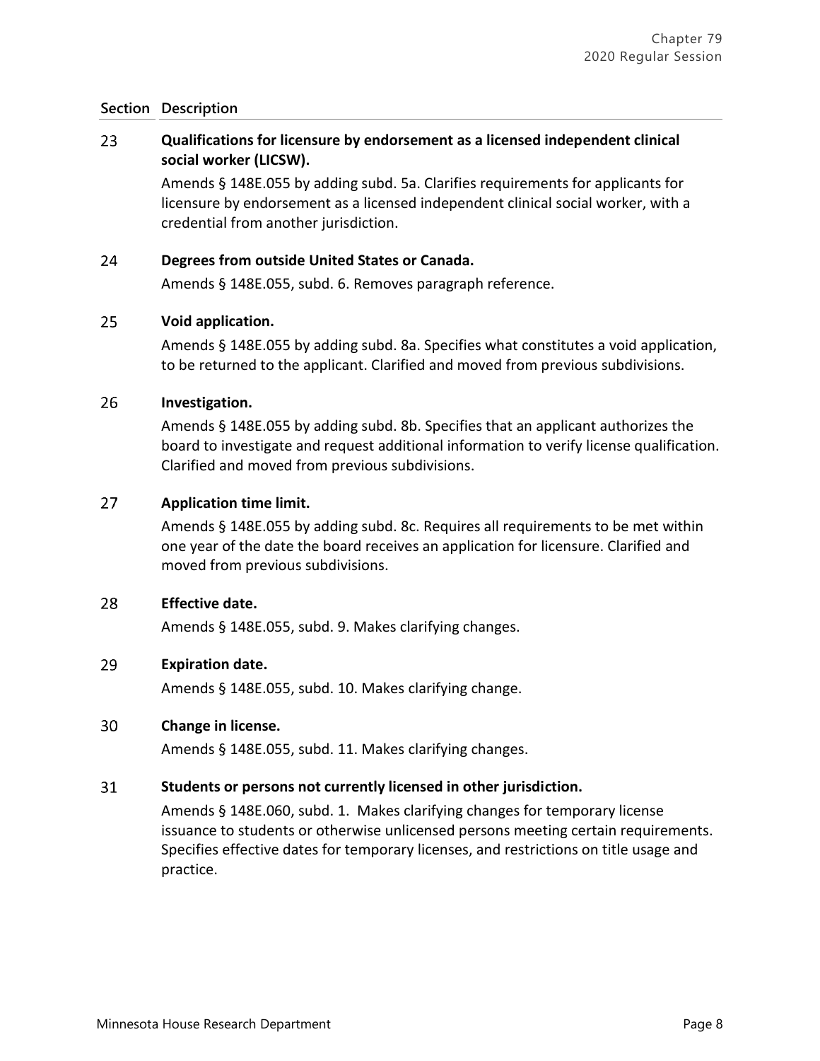| Section | Description |
|---|---|
| 23 | **Qualifications for licensure by endorsement as a licensed independent clinical social worker (LICSW).** Amends § 148E.055 by adding subd. 5a. Clarifies requirements for applicants for licensure by endorsement as a licensed independent clinical social worker, with a credential from another jurisdiction. |
| 24 | **Degrees from outside United States or Canada.** Amends § 148E.055, subd. 6. Removes paragraph reference. |
| 25 | **Void application.** Amends § 148E.055 by adding subd. 8a. Specifies what constitutes a void application, to be returned to the applicant. Clarified and moved from previous subdivisions. |
| 26 | **Investigation.** Amends § 148E.055 by adding subd. 8b. Specifies that an applicant authorizes the board to investigate and request additional information to verify license qualification. Clarified and moved from previous subdivisions. |
| 27 | **Application time limit.** Amends § 148E.055 by adding subd. 8c. Requires all requirements to be met within one year of the date the board receives an application for licensure. Clarified and moved from previous subdivisions. |
| 28 | **Effective date.** Amends § 148E.055, subd. 9. Makes clarifying changes. |
| 29 | **Expiration date.** Amends § 148E.055, subd. 10. Makes clarifying change. |
| 30 | **Change in license.** Amends § 148E.055, subd. 11. Makes clarifying changes. |
| 31 | **Students or persons not currently licensed in other jurisdiction.** Amends § 148E.060, subd. 1. Makes clarifying changes for temporary license issuance to students or otherwise unlicensed persons meeting certain requirements. Specifies effective dates for temporary licenses, and restrictions on title usage and practice. |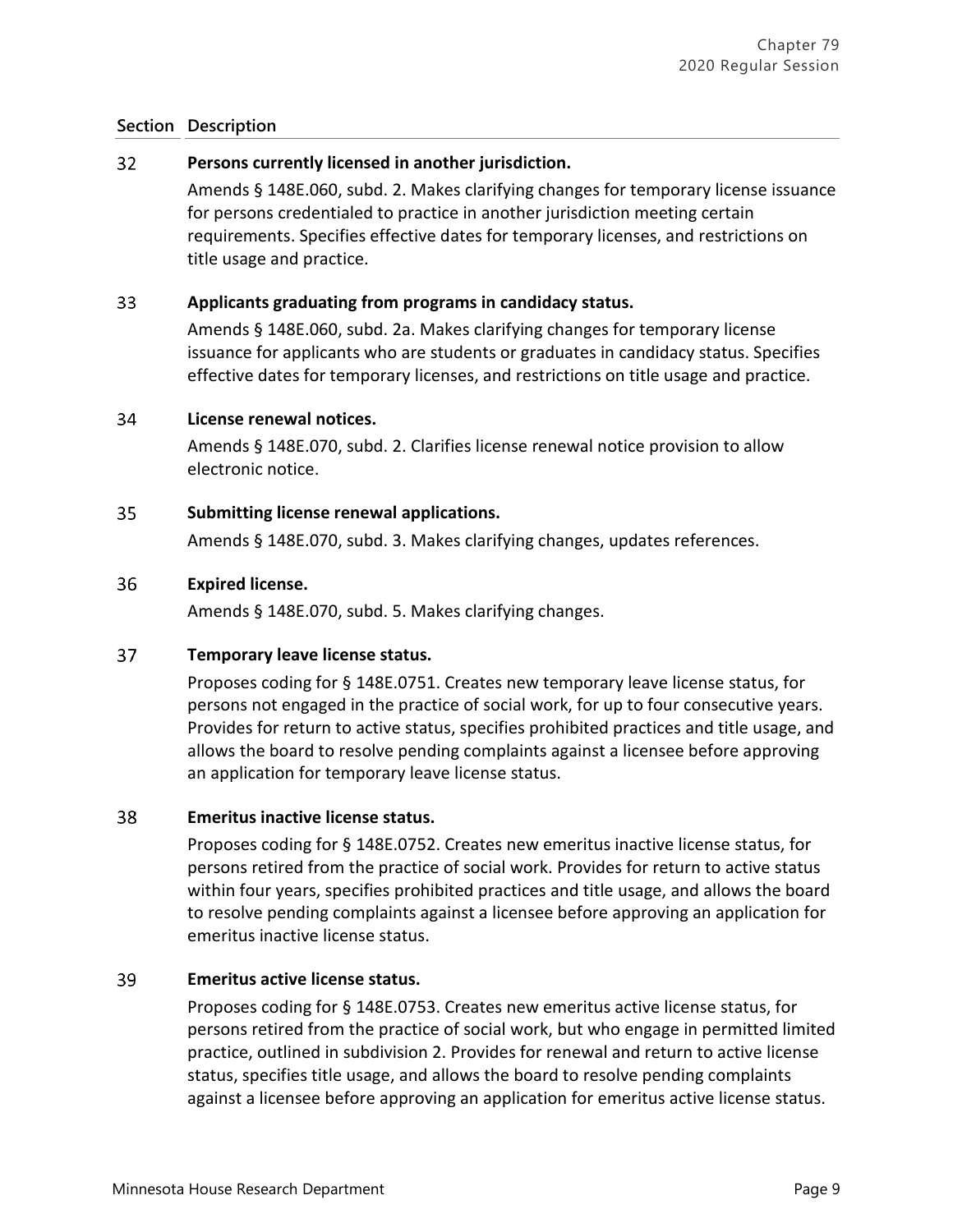| Section | Description |
|---|---|
| 32 | **Persons currently licensed in another jurisdiction.** Amends § 148E.060, subd. 2. Makes clarifying changes for temporary license issuance for persons credentialed to practice in another jurisdiction meeting certain requirements. Specifies effective dates for temporary licenses, and restrictions on title usage and practice. |
| 33 | **Applicants graduating from programs in candidacy status.** Amends § 148E.060, subd. 2a. Makes clarifying changes for temporary license issuance for applicants who are students or graduates in candidacy status. Specifies effective dates for temporary licenses, and restrictions on title usage and practice. |
| 34 | **License renewal notices.** Amends § 148E.070, subd. 2. Clarifies license renewal notice provision to allow electronic notice. |
| 35 | **Submitting license renewal applications.** Amends § 148E.070, subd. 3. Makes clarifying changes, updates references. |
| 36 | **Expired license.** Amends § 148E.070, subd. 5. Makes clarifying changes. |
| 37 | **Temporary leave license status.** Proposes coding for § 148E.0751. Creates new temporary leave license status, for persons not engaged in the practice of social work, for up to four consecutive years. Provides for return to active status, specifies prohibited practices and title usage, and allows the board to resolve pending complaints against a licensee before approving an application for temporary leave license status. |
| 38 | **Emeritus inactive license status.** Proposes coding for § 148E.0752. Creates new emeritus inactive license status, for persons retired from the practice of social work. Provides for return to active status within four years, specifies prohibited practices and title usage, and allows the board to resolve pending complaints against a licensee before approving an application for emeritus inactive license status. |
| 39 | **Emeritus active license status.** Proposes coding for § 148E.0753. Creates new emeritus active license status, for persons retired from the practice of social work, but who engage in permitted limited practice, outlined in subdivision 2. Provides for renewal and return to active license status, specifies title usage, and allows the board to resolve pending complaints against a licensee before approving an application for emeritus active license status. |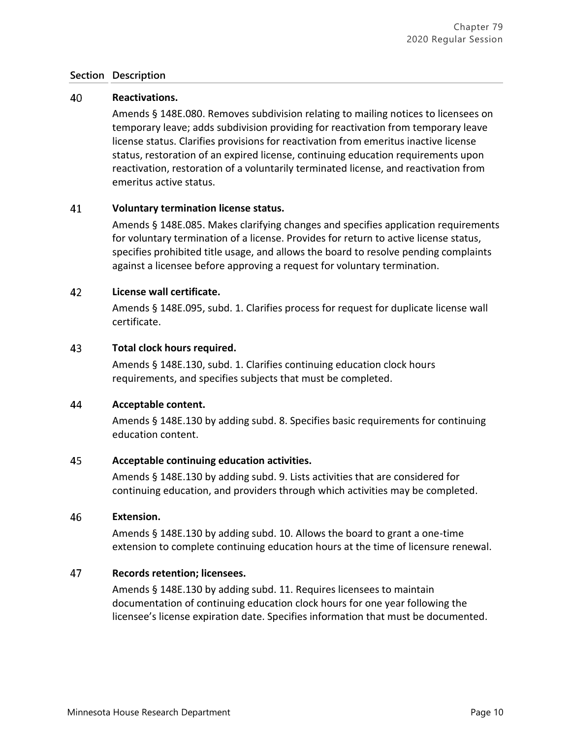| Section | Description |
| --- | --- |
| 40 | **Reactivations.**<br>Amends § 148E.080. Removes subdivision relating to mailing notices to licensees on temporary leave; adds subdivision providing for reactivation from temporary leave license status. Clarifies provisions for reactivation from emeritus inactive license status, restoration of an expired license, continuing education requirements upon reactivation, restoration of a voluntarily terminated license, and reactivation from emeritus active status. |
| 41 | **Voluntary termination license status.**<br>Amends § 148E.085. Makes clarifying changes and specifies application requirements for voluntary termination of a license. Provides for return to active license status, specifies prohibited title usage, and allows the board to resolve pending complaints against a licensee before approving a request for voluntary termination. |
| 42 | **License wall certificate.**<br>Amends § 148E.095, subd. 1. Clarifies process for request for duplicate license wall certificate. |
| 43 | **Total clock hours required.**<br>Amends § 148E.130, subd. 1. Clarifies continuing education clock hours requirements, and specifies subjects that must be completed. |
| 44 | **Acceptable content.**<br>Amends § 148E.130 by adding subd. 8. Specifies basic requirements for continuing education content. |
| 45 | **Acceptable continuing education activities.**<br>Amends § 148E.130 by adding subd. 9. Lists activities that are considered for continuing education, and providers through which activities may be completed. |
| 46 | **Extension.**<br>Amends § 148E.130 by adding subd. 10. Allows the board to grant a one-time extension to complete continuing education hours at the time of licensure renewal. |
| 47 | **Records retention; licensees.**<br>Amends § 148E.130 by adding subd. 11. Requires licensees to maintain documentation of continuing education clock hours for one year following the licensee's license expiration date. Specifies information that must be documented. |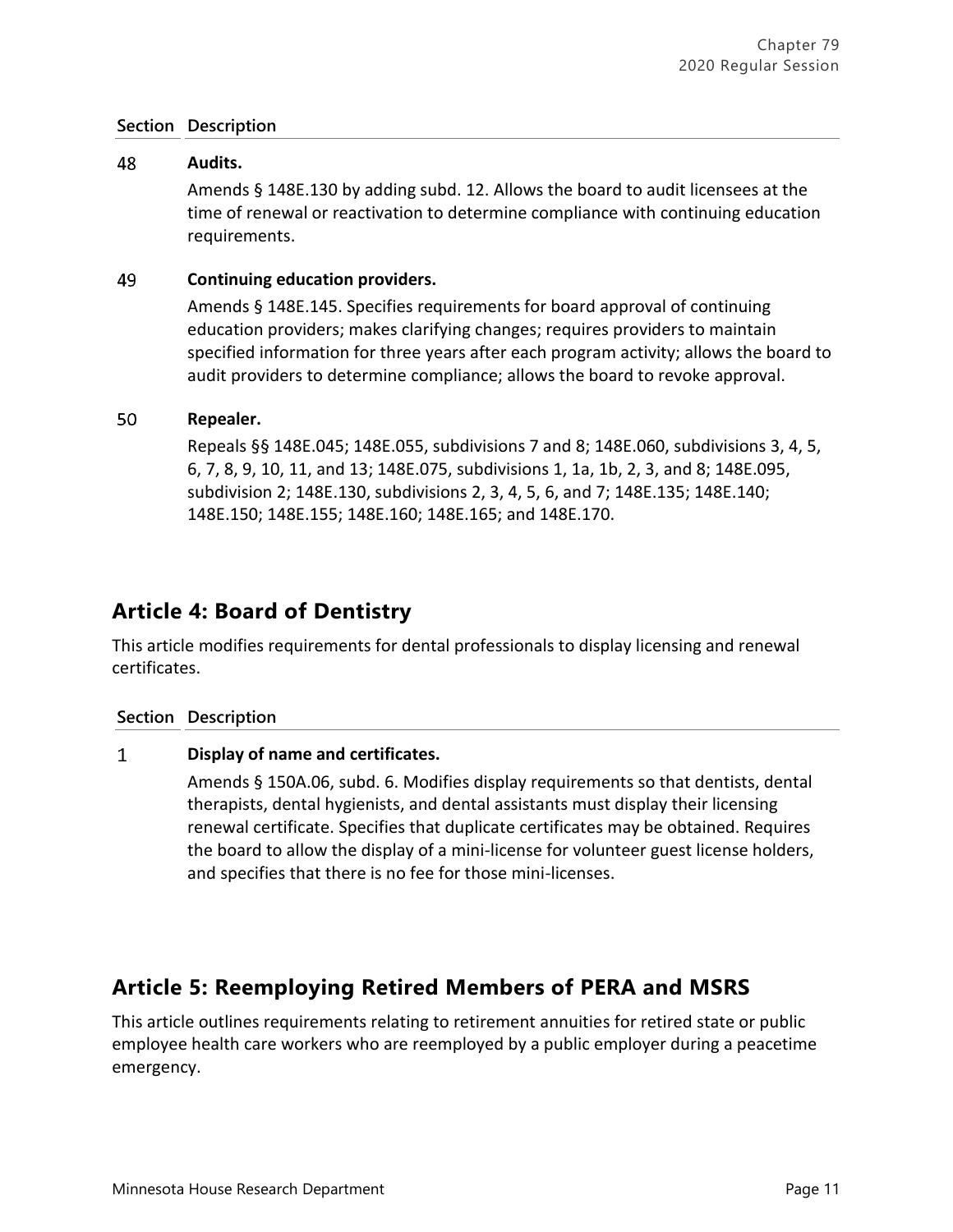| Section | Description |
|---|---|
| 48 | **Audits.**<br>Amends § 148E.130 by adding subd. 12. Allows the board to audit licensees at the time of renewal or reactivation to determine compliance with continuing education requirements. |
| 49 | **Continuing education providers.**<br>Amends § 148E.145. Specifies requirements for board approval of continuing education providers; makes clarifying changes; requires providers to maintain specified information for three years after each program activity; allows the board to audit providers to determine compliance; allows the board to revoke approval. |
| 50 | **Repealer.**<br>Repeals §§ 148E.045; 148E.055, subdivisions 7 and 8; 148E.060, subdivisions 3, 4, 5, 6, 7, 8, 9, 10, 11, and 13; 148E.075, subdivisions 1, 1a, 1b, 2, 3, and 8; 148E.095, subdivision 2; 148E.130, subdivisions 2, 3, 4, 5, 6, and 7; 148E.135; 148E.140; 148E.150; 148E.155; 148E.160; 148E.165; and 148E.170. |

## Article 4: Board of Dentistry

This article modifies requirements for dental professionals to display licensing and renewal certificates.

| Section | Description |
|---|---|
| 1 | **Display of name and certificates.**<br>Amends § 150A.06, subd. 6. Modifies display requirements so that dentists, dental therapists, dental hygienists, and dental assistants must display their licensing renewal certificate. Specifies that duplicate certificates may be obtained. Requires the board to allow the display of a mini-license for volunteer guest license holders, and specifies that there is no fee for those mini-licenses. |

## Article 5: Reemploying Retired Members of PERA and MSRS

This article outlines requirements relating to retirement annuities for retired state or public employee health care workers who are reemployed by a public employer during a peacetime emergency.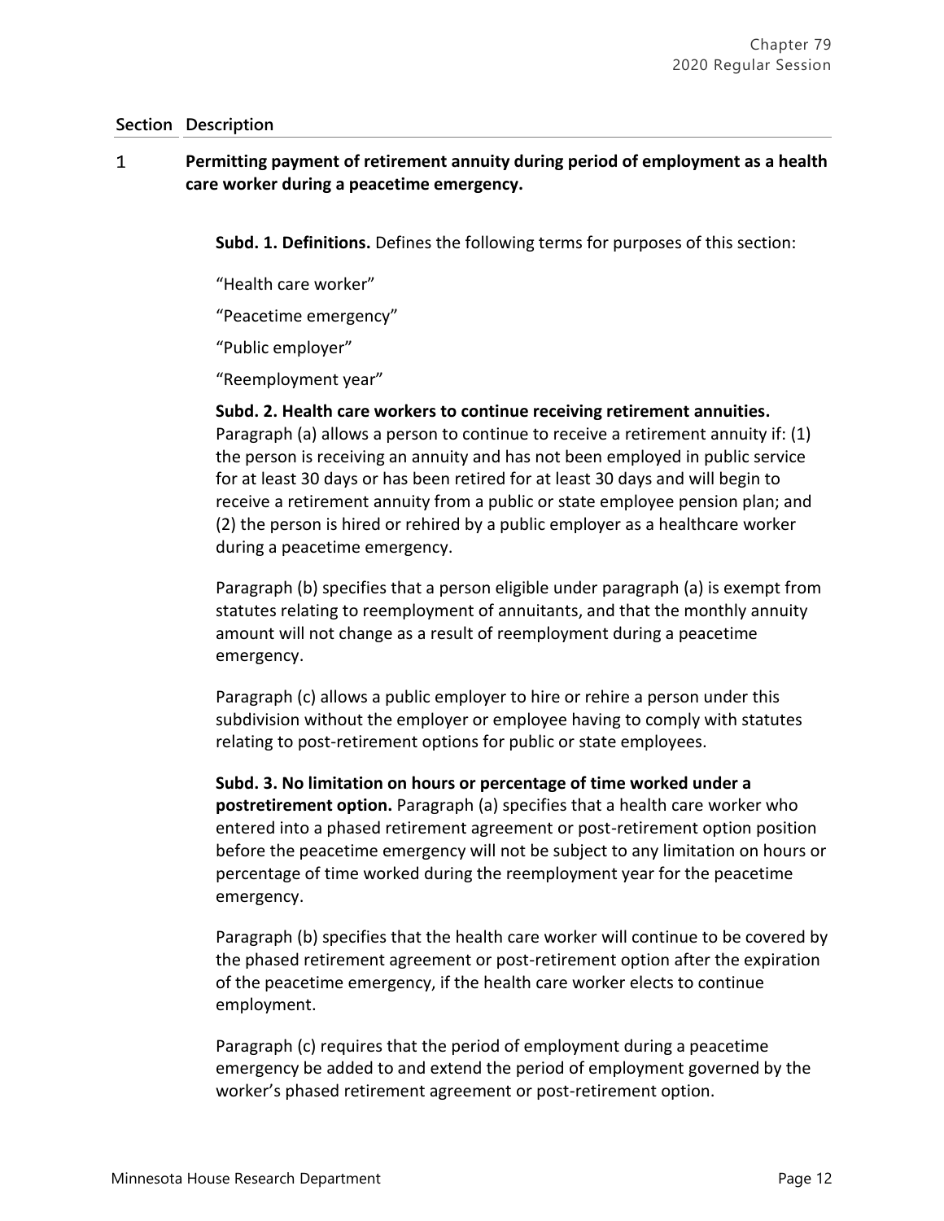| Section | Description |
|---|---|
| 1 | **Permitting payment of retirement annuity during period of employment as a health care worker during a peacetime emergency.** |

**Subd. 1. Definitions.** Defines the following terms for purposes of this section:

"Health care worker"

"Peacetime emergency"

"Public employer"

"Reemployment year"

**Subd. 2. Health care workers to continue receiving retirement annuities.** Paragraph (a) allows a person to continue to receive a retirement annuity if: (1) the person is receiving an annuity and has not been employed in public service for at least 30 days or has been retired for at least 30 days and will begin to receive a retirement annuity from a public or state employee pension plan; and (2) the person is hired or rehired by a public employer as a healthcare worker during a peacetime emergency.

Paragraph (b) specifies that a person eligible under paragraph (a) is exempt from statutes relating to reemployment of annuitants, and that the monthly annuity amount will not change as a result of reemployment during a peacetime emergency.

Paragraph (c) allows a public employer to hire or rehire a person under this subdivision without the employer or employee having to comply with statutes relating to post-retirement options for public or state employees.

**Subd. 3. No limitation on hours or percentage of time worked under a postretirement option.** Paragraph (a) specifies that a health care worker who entered into a phased retirement agreement or post-retirement option position before the peacetime emergency will not be subject to any limitation on hours or percentage of time worked during the reemployment year for the peacetime emergency.

Paragraph (b) specifies that the health care worker will continue to be covered by the phased retirement agreement or post-retirement option after the expiration of the peacetime emergency, if the health care worker elects to continue employment.

Paragraph (c) requires that the period of employment during a peacetime emergency be added to and extend the period of employment governed by the worker's phased retirement agreement or post-retirement option.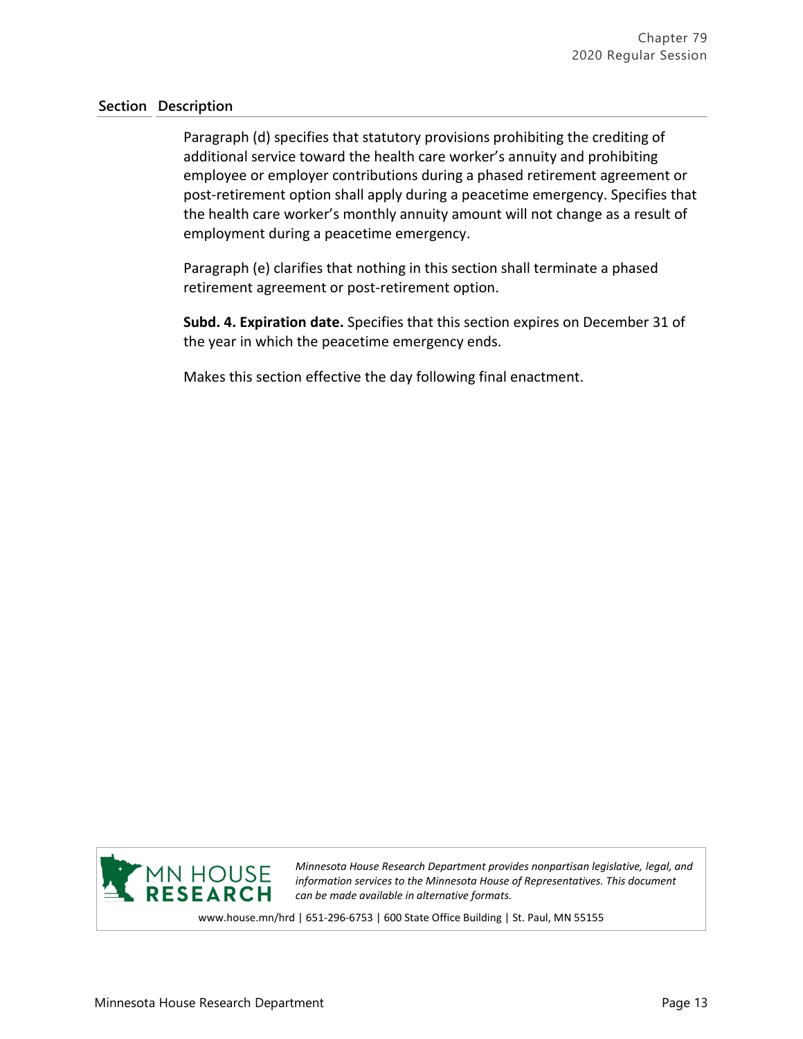| Section | Description |
|---|---|
| | Paragraph (d) specifies that statutory provisions prohibiting the crediting of additional service toward the health care worker's annuity and prohibiting employee or employer contributions during a phased retirement agreement or post-retirement option shall apply during a peacetime emergency. Specifies that the health care worker's monthly annuity amount will not change as a result of employment during a peacetime emergency.<br><br>Paragraph (e) clarifies that nothing in this section shall terminate a phased retirement agreement or post-retirement option.<br><br>**Subd. 4. Expiration date.** Specifies that this section expires on December 31 of the year in which the peacetime emergency ends.<br><br>Makes this section effective the day following final enactment. |

MN HOUSE RESEARCH

*Minnesota House Research Department provides nonpartisan legislative, legal, and information services to the Minnesota House of Representatives. This document can be made available in alternative formats.*

www.house.mn/hrd | 651-296-6753 | 600 State Office Building | St. Paul, MN 55155